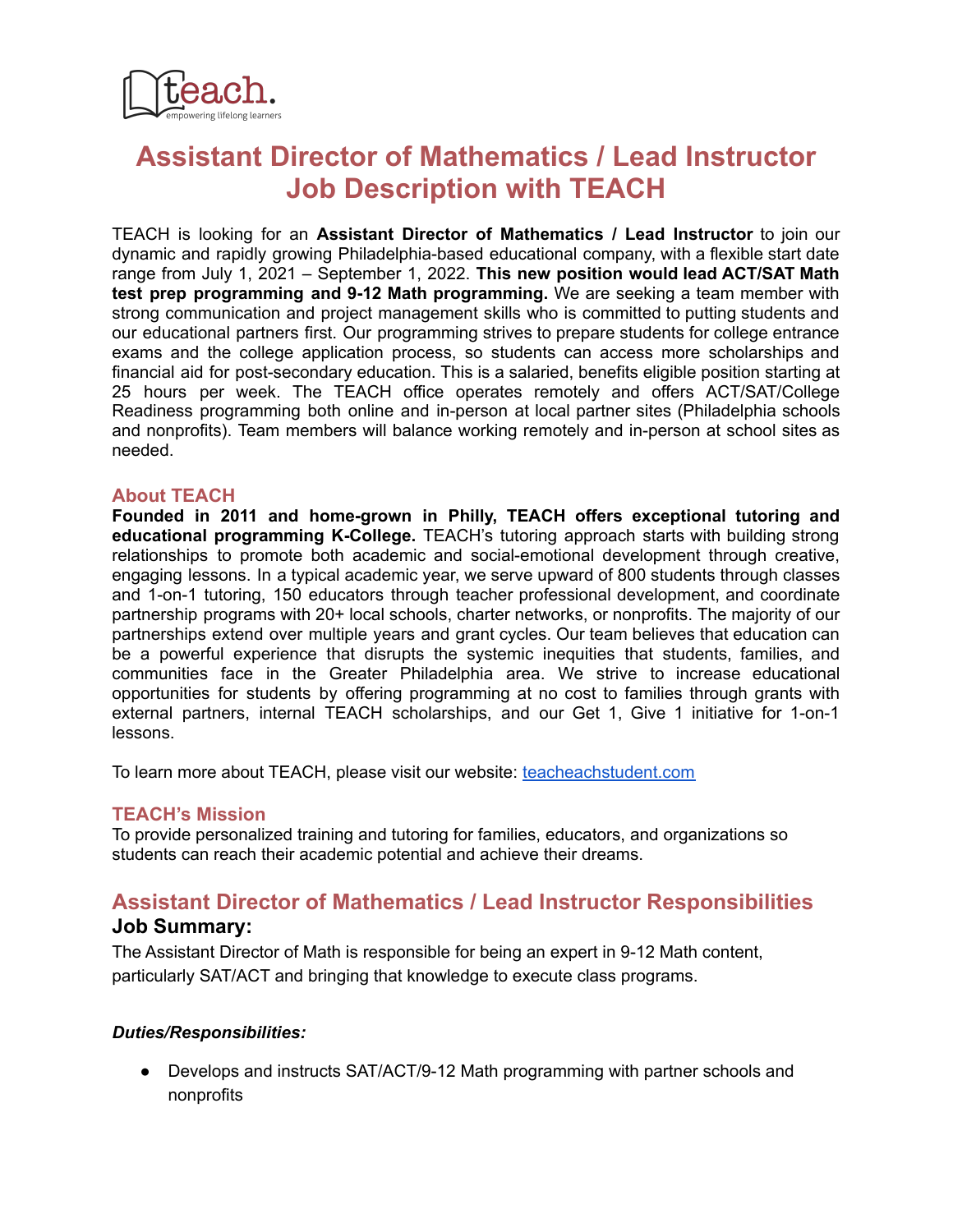# Assistant Director of Mathematics / Lead Instructor Job Description with TEACH

TEACH is looking for an **Assistant Director of Mathematics / Lead Instructor** to join our dynamic and rapidly growing Philadelphia-based educational company, with a flexible start date range from July 1, 2021 – September 1, 2022. **This new position would lead ACT/SAT Math test prep programming and 9-12 Math programming.** We are seeking a team member with strong communication and project management skills who is committed to putting students and our educational partners first. Our programming strives to prepare students for college entrance exams and the college application process, so students can access more scholarships and financial aid for post-secondary education. This is a salaried, benefits eligible position starting at 25 hours per week. The TEACH office operates remotely and offers ACT/SAT/College Readiness programming both online and in-person at local partner sites (Philadelphia schools and nonprofits). Team members will balance working remotely and in-person at school sites as needed.

### About TEACH

**Founded in 2011 and home-grown in Philly, TEACH offers exceptional tutoring and educational programming K-College.** TEACH's tutoring approach starts with building strong relationships to promote both academic and social-emotional development through creative, engaging lessons. In a typical academic year, we serve upward of 800 students through classes and 1-on-1 tutoring, 150 educators through teacher professional development, and coordinate partnership programs with 20+ local schools, charter networks, or nonprofits. The majority of our partnerships extend over multiple years and grant cycles. Our team believes that education can be a powerful experience that disrupts the systemic inequities that students, families, and communities face in the Greater Philadelphia area. We strive to increase educational opportunities for students by offering programming at no cost to families through grants with external partners, internal TEACH scholarships, and our Get 1, Give 1 initiative for 1-on-1 lessons.

To learn more about TEACH, please visit our website: [teacheachstudent.com](teacheachstudent.com)

### TEACH's Mission

To provide personalized training and tutoring for families, educators, and organizations so students can reach their academic potential and achieve their dreams.

## Assistant Director of Mathematics / Lead Instructor Responsibilities

### Job Summary:

The Assistant Director of Math is responsible for being an expert in 9-12 Math content, particularly SAT/ACT and bringing that knowledge to execute class programs.

***Duties/Responsibilities:***

- Develops and instructs SAT/ACT/9-12 Math programming with partner schools and nonprofits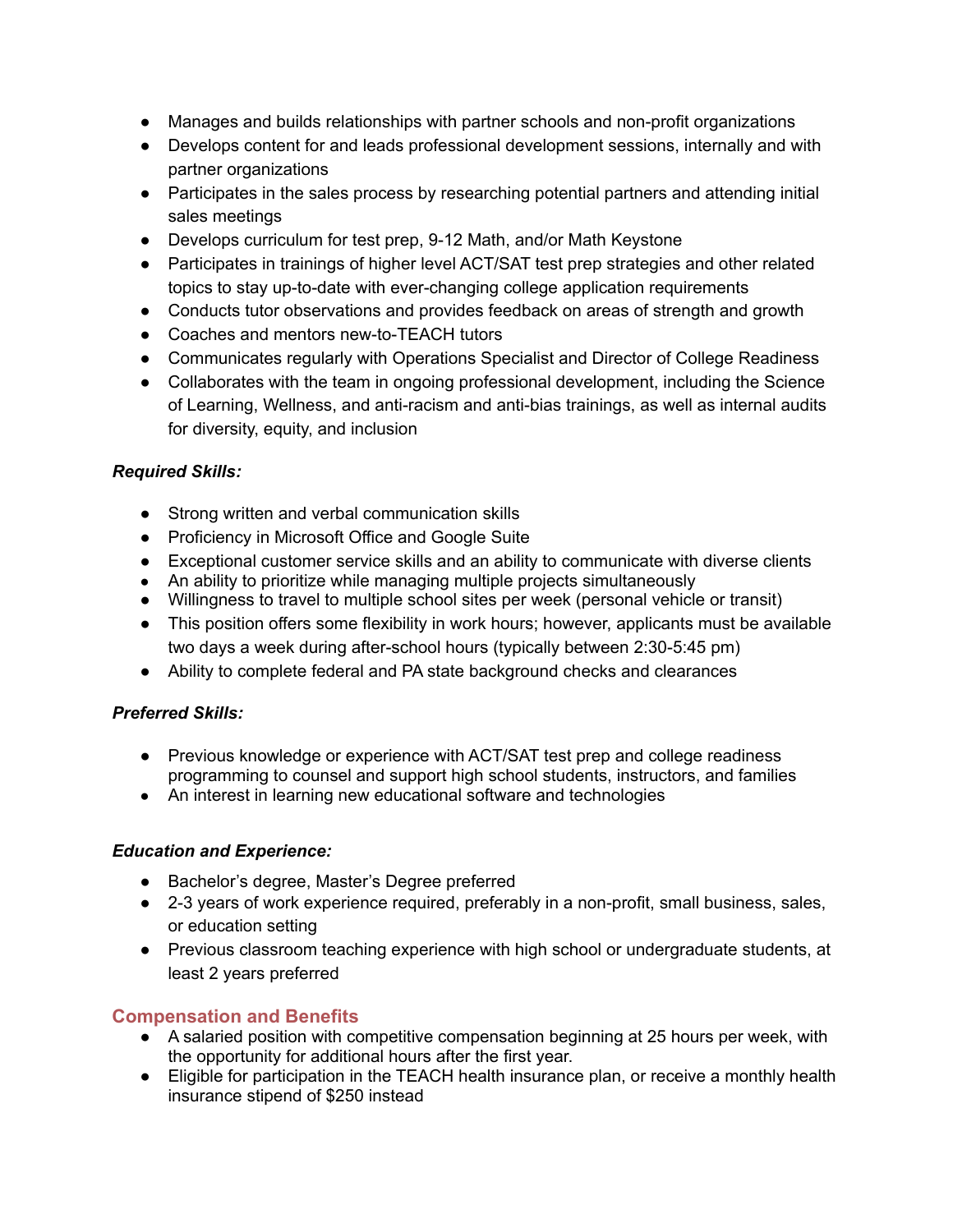- Manages and builds relationships with partner schools and non-profit organizations
- Develops content for and leads professional development sessions, internally and with partner organizations
- Participates in the sales process by researching potential partners and attending initial sales meetings
- Develops curriculum for test prep, 9-12 Math, and/or Math Keystone
- Participates in trainings of higher level ACT/SAT test prep strategies and other related topics to stay up-to-date with ever-changing college application requirements
- Conducts tutor observations and provides feedback on areas of strength and growth
- Coaches and mentors new-to-TEACH tutors
- Communicates regularly with Operations Specialist and Director of College Readiness
- Collaborates with the team in ongoing professional development, including the Science of Learning, Wellness, and anti-racism and anti-bias trainings, as well as internal audits for diversity, equity, and inclusion

***Required Skills:***

- Strong written and verbal communication skills
- Proficiency in Microsoft Office and Google Suite
- Exceptional customer service skills and an ability to communicate with diverse clients
- An ability to prioritize while managing multiple projects simultaneously
- Willingness to travel to multiple school sites per week (personal vehicle or transit)
- This position offers some flexibility in work hours; however, applicants must be available two days a week during after-school hours (typically between 2:30-5:45 pm)
- Ability to complete federal and PA state background checks and clearances

***Preferred Skills:***

- Previous knowledge or experience with ACT/SAT test prep and college readiness programming to counsel and support high school students, instructors, and families
- An interest in learning new educational software and technologies

***Education and Experience:***

- Bachelor's degree, Master's Degree preferred
- 2-3 years of work experience required, preferably in a non-profit, small business, sales, or education setting
- Previous classroom teaching experience with high school or undergraduate students, at least 2 years preferred

## Compensation and Benefits

- A salaried position with competitive compensation beginning at 25 hours per week, with the opportunity for additional hours after the first year.
- Eligible for participation in the TEACH health insurance plan, or receive a monthly health insurance stipend of $250 instead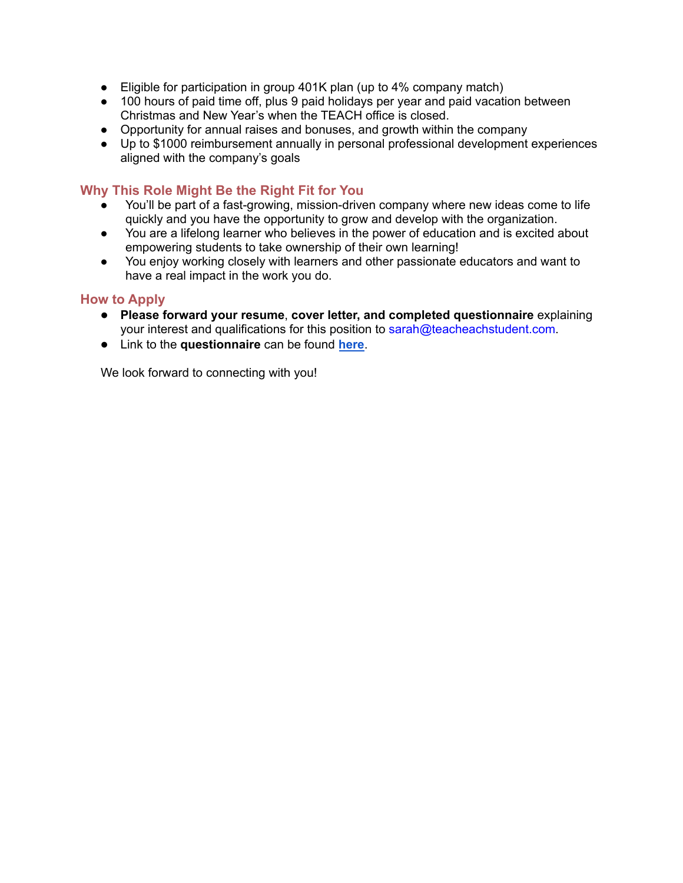- Eligible for participation in group 401K plan (up to 4% company match)
- 100 hours of paid time off, plus 9 paid holidays per year and paid vacation between Christmas and New Year's when the TEACH office is closed.
- Opportunity for annual raises and bonuses, and growth within the company
- Up to $1000 reimbursement annually in personal professional development experiences aligned with the company's goals

## Why This Role Might Be the Right Fit for You

- You'll be part of a fast-growing, mission-driven company where new ideas come to life quickly and you have the opportunity to grow and develop with the organization.
- You are a lifelong learner who believes in the power of education and is excited about empowering students to take ownership of their own learning!
- You enjoy working closely with learners and other passionate educators and want to have a real impact in the work you do.

## How to Apply

- **Please forward your resume**, **cover letter, and completed questionnaire** explaining your interest and qualifications for this position to sarah@teacheachstudent.com.
- Link to the **questionnaire** can be found **here**.

We look forward to connecting with you!